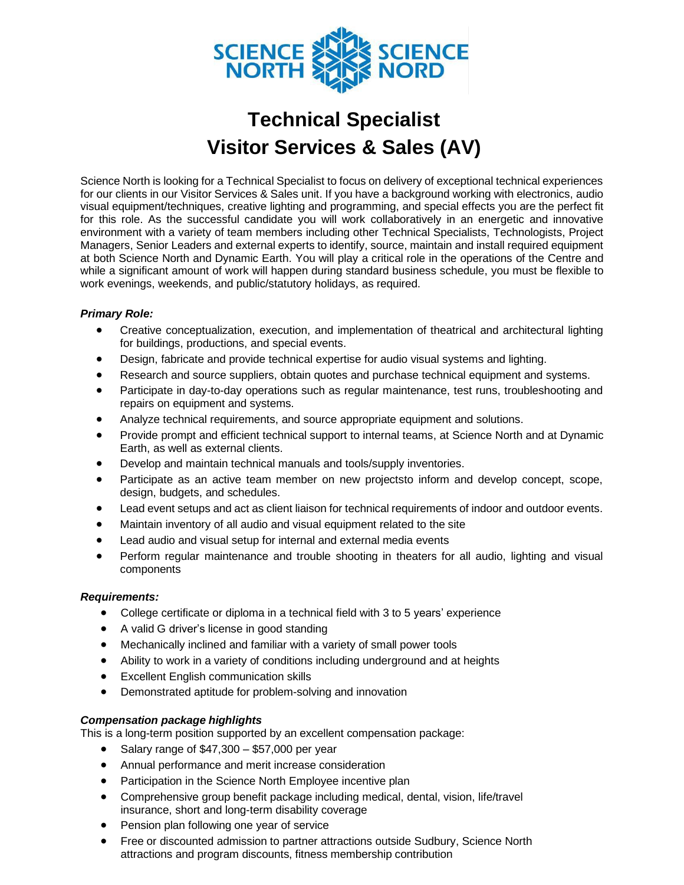SCIENCE NORTH SCIENCE NORD

# Technical Specialist
# Visitor Services & Sales (AV)

Science North is looking for a Technical Specialist to focus on delivery of exceptional technical experiences for our clients in our Visitor Services & Sales unit. If you have a background working with electronics, audio visual equipment/techniques, creative lighting and programming, and special effects you are the perfect fit for this role. As the successful candidate you will work collaboratively in an energetic and innovative environment with a variety of team members including other Technical Specialists, Technologists, Project Managers, Senior Leaders and external experts to identify, source, maintain and install required equipment at both Science North and Dynamic Earth. You will play a critical role in the operations of the Centre and while a significant amount of work will happen during standard business schedule, you must be flexible to work evenings, weekends, and public/statutory holidays, as required.

***Primary Role:***

- Creative conceptualization, execution, and implementation of theatrical and architectural lighting for buildings, productions, and special events.
- Design, fabricate and provide technical expertise for audio visual systems and lighting.
- Research and source suppliers, obtain quotes and purchase technical equipment and systems.
- Participate in day-to-day operations such as regular maintenance, test runs, troubleshooting and repairs on equipment and systems.
- Analyze technical requirements, and source appropriate equipment and solutions.
- Provide prompt and efficient technical support to internal teams, at Science North and at Dynamic Earth, as well as external clients.
- Develop and maintain technical manuals and tools/supply inventories.
- Participate as an active team member on new projectsto inform and develop concept, scope, design, budgets, and schedules.
- Lead event setups and act as client liaison for technical requirements of indoor and outdoor events.
- Maintain inventory of all audio and visual equipment related to the site
- Lead audio and visual setup for internal and external media events
- Perform regular maintenance and trouble shooting in theaters for all audio, lighting and visual components

***Requirements:***

- College certificate or diploma in a technical field with 3 to 5 years' experience
- A valid G driver's license in good standing
- Mechanically inclined and familiar with a variety of small power tools
- Ability to work in a variety of conditions including underground and at heights
- Excellent English communication skills
- Demonstrated aptitude for problem-solving and innovation

***Compensation package highlights***

This is a long-term position supported by an excellent compensation package:

- Salary range of $47,300 – $57,000 per year
- Annual performance and merit increase consideration
- Participation in the Science North Employee incentive plan
- Comprehensive group benefit package including medical, dental, vision, life/travel insurance, short and long-term disability coverage
- Pension plan following one year of service
- Free or discounted admission to partner attractions outside Sudbury, Science North attractions and program discounts, fitness membership contribution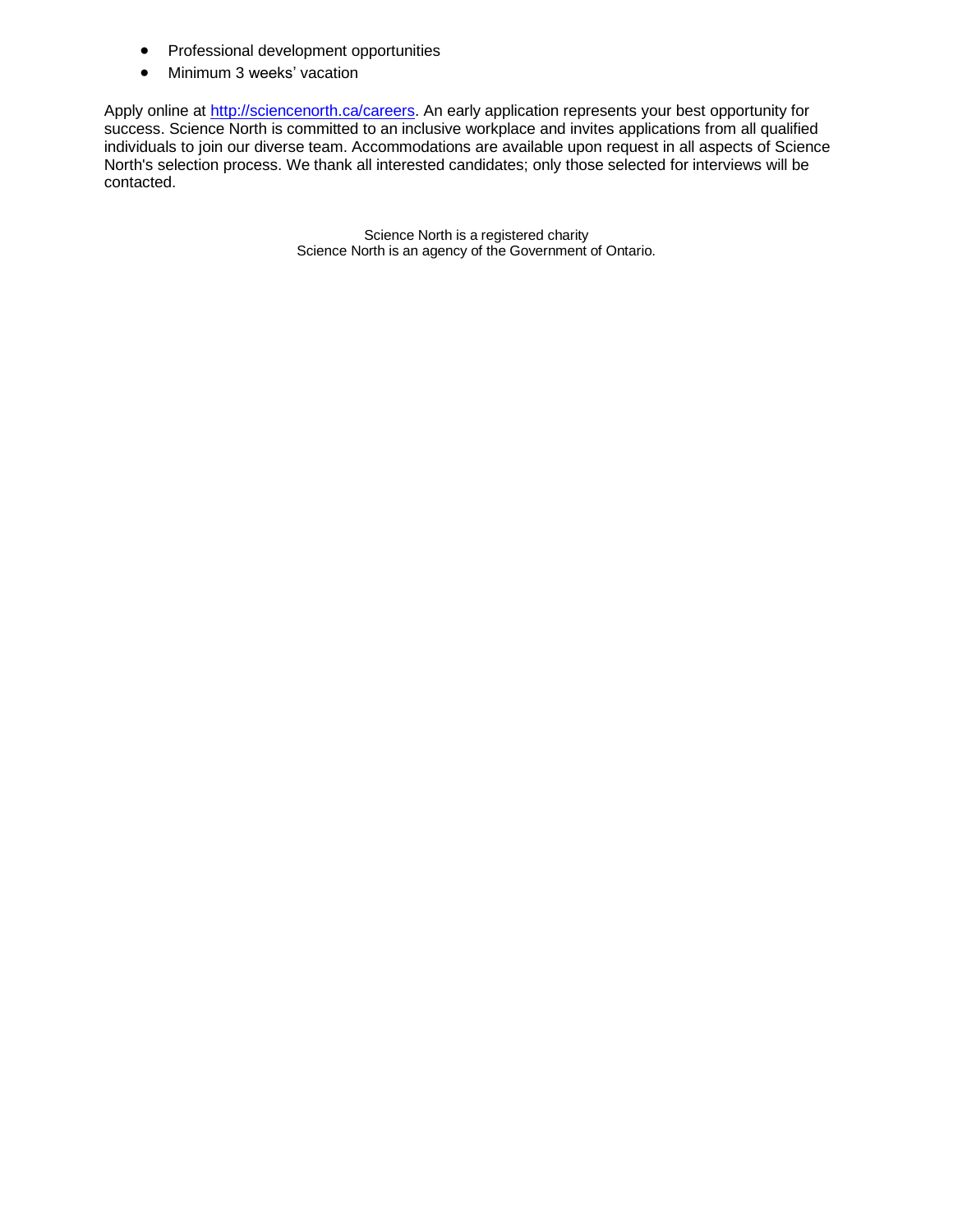- Professional development opportunities
- Minimum 3 weeks' vacation

Apply online at [http://sciencenorth.ca/careers](http://sciencenorth.ca/careers). An early application represents your best opportunity for success. Science North is committed to an inclusive workplace and invites applications from all qualified individuals to join our diverse team. Accommodations are available upon request in all aspects of Science North's selection process. We thank all interested candidates; only those selected for interviews will be contacted.

Science North is a registered charity
Science North is an agency of the Government of Ontario.